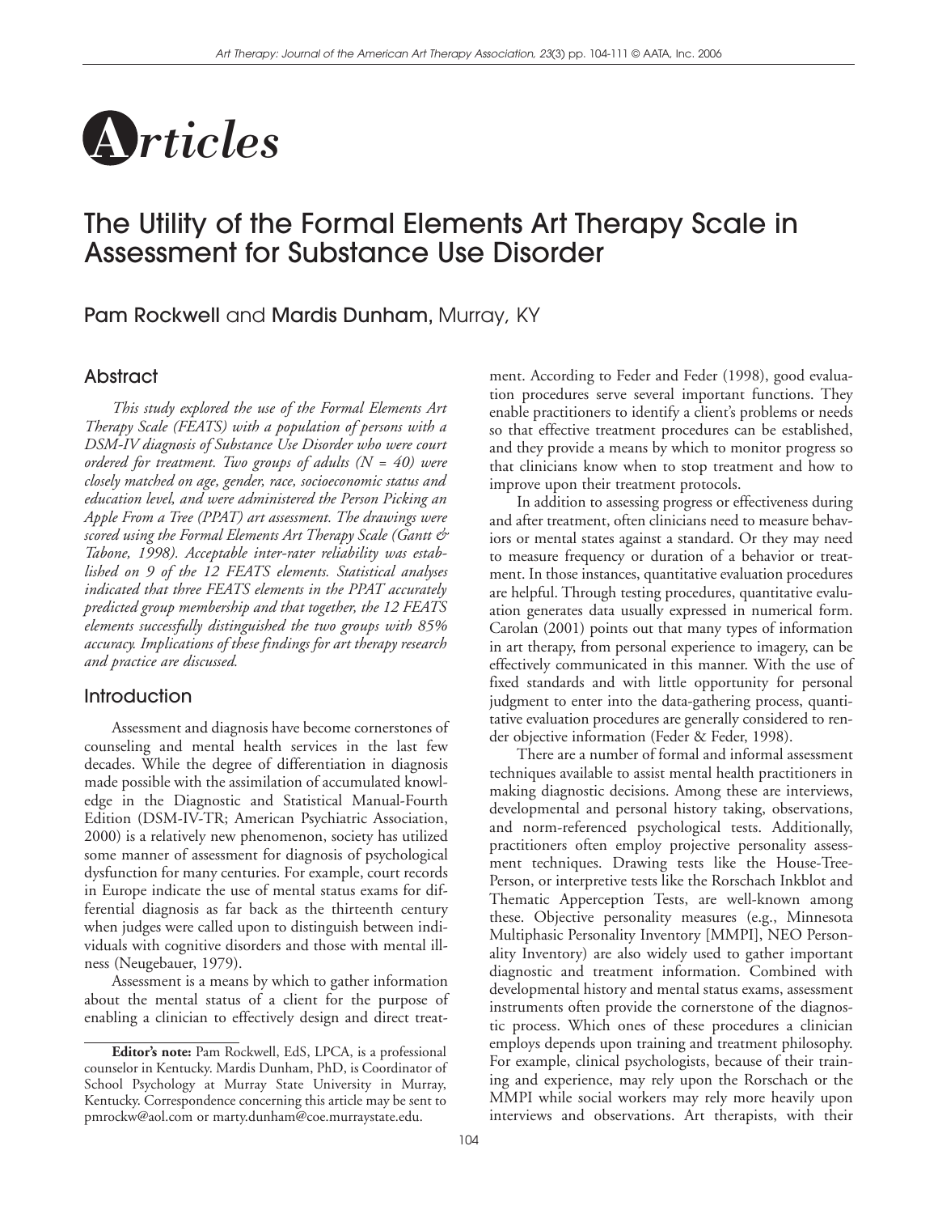# Articles

# The Utility of the Formal Elements Art Therapy Scale in Assessment for Substance Use Disorder

**Pam Rockwell** and **Mardis Dunham,** Murray, KY

## Abstract

*This study explored the use of the Formal Elements Art Therapy Scale (FEATS) with a population of persons with a DSM-IV diagnosis of Substance Use Disorder who were court ordered for treatment. Two groups of adults (N = 40) were closely matched on age, gender, race, socioeconomic status and education level, and were administered the Person Picking an Apple From a Tree (PPAT) art assessment. The drawings were scored using the Formal Elements Art Therapy Scale (Gantt & Tabone, 1998). Acceptable inter-rater reliability was established on 9 of the 12 FEATS elements. Statistical analyses indicated that three FEATS elements in the PPAT accurately predicted group membership and that together, the 12 FEATS elements successfully distinguished the two groups with 85% accuracy. Implications of these findings for art therapy research and practice are discussed.*

## Introduction

Assessment and diagnosis have become cornerstones of counseling and mental health services in the last few decades. While the degree of differentiation in diagnosis made possible with the assimilation of accumulated knowledge in the Diagnostic and Statistical Manual-Fourth Edition (DSM-IV-TR; American Psychiatric Association, 2000) is a relatively new phenomenon, society has utilized some manner of assessment for diagnosis of psychological dysfunction for many centuries. For example, court records in Europe indicate the use of mental status exams for differential diagnosis as far back as the thirteenth century when judges were called upon to distinguish between individuals with cognitive disorders and those with mental illness (Neugebauer, 1979).

Assessment is a means by which to gather information about the mental status of a client for the purpose of enabling a clinician to effectively design and direct treatment. According to Feder and Feder (1998), good evaluation procedures serve several important functions. They enable practitioners to identify a client's problems or needs so that effective treatment procedures can be established, and they provide a means by which to monitor progress so that clinicians know when to stop treatment and how to improve upon their treatment protocols.

In addition to assessing progress or effectiveness during and after treatment, often clinicians need to measure behaviors or mental states against a standard. Or they may need to measure frequency or duration of a behavior or treatment. In those instances, quantitative evaluation procedures are helpful. Through testing procedures, quantitative evaluation generates data usually expressed in numerical form. Carolan (2001) points out that many types of information in art therapy, from personal experience to imagery, can be effectively communicated in this manner. With the use of fixed standards and with little opportunity for personal judgment to enter into the data-gathering process, quantitative evaluation procedures are generally considered to render objective information (Feder & Feder, 1998).

There are a number of formal and informal assessment techniques available to assist mental health practitioners in making diagnostic decisions. Among these are interviews, developmental and personal history taking, observations, and norm-referenced psychological tests. Additionally, practitioners often employ projective personality assessment techniques. Drawing tests like the House-Tree-Person, or interpretive tests like the Rorschach Inkblot and Thematic Apperception Tests, are well-known among these. Objective personality measures (e.g., Minnesota Multiphasic Personality Inventory [MMPI], NEO Personality Inventory) are also widely used to gather important diagnostic and treatment information. Combined with developmental history and mental status exams, assessment instruments often provide the cornerstone of the diagnostic process. Which ones of these procedures a clinician employs depends upon training and treatment philosophy. For example, clinical psychologists, because of their training and experience, may rely upon the Rorschach or the MMPI while social workers may rely more heavily upon interviews and observations. Art therapists, with their

**Editor's note:** Pam Rockwell, EdS, LPCA, is a professional counselor in Kentucky. Mardis Dunham, PhD, is Coordinator of School Psychology at Murray State University in Murray, Kentucky. Correspondence concerning this article may be sent to pmrockw@aol.com or marty.dunham@coe.murraystate.edu.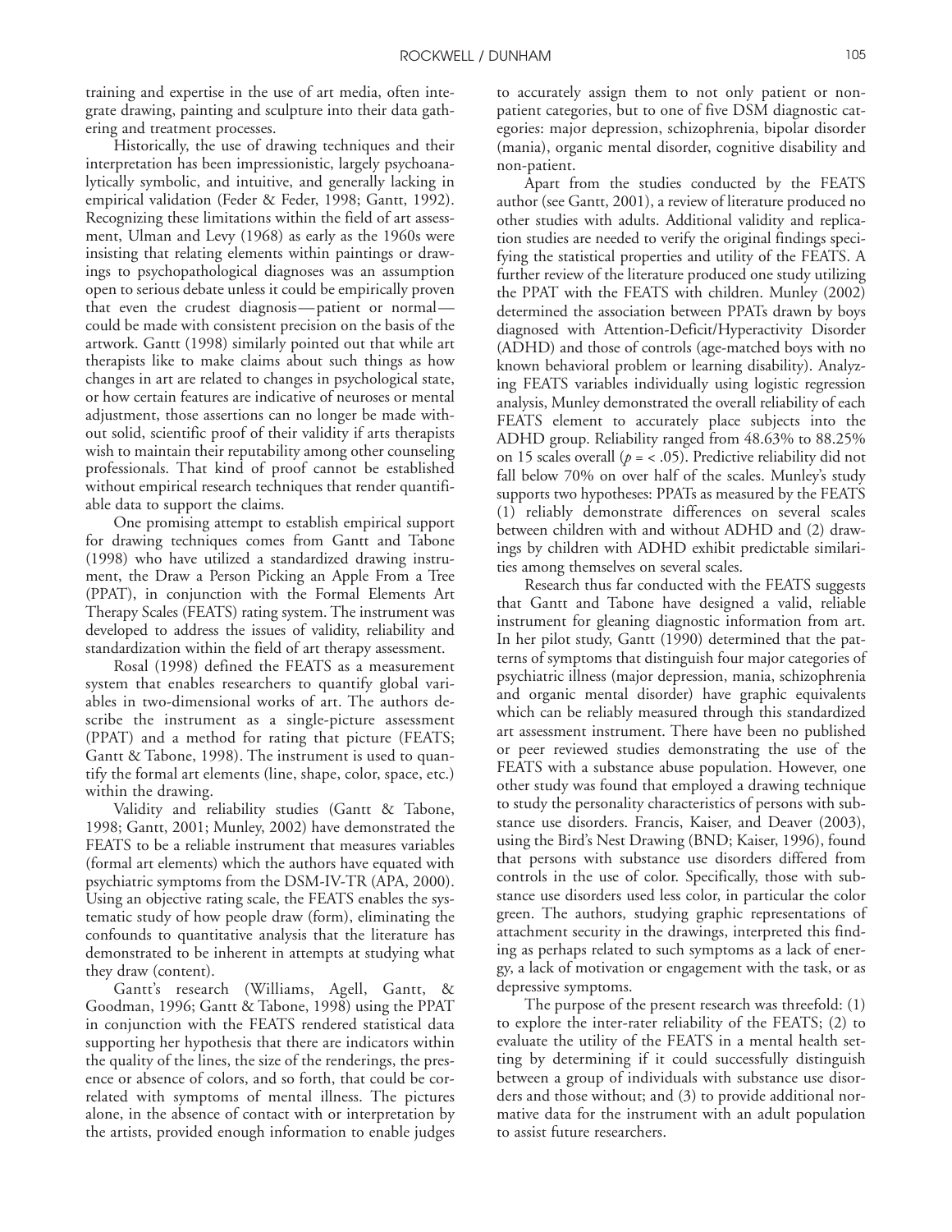training and expertise in the use of art media, often integrate drawing, painting and sculpture into their data gathering and treatment processes.

Historically, the use of drawing techniques and their interpretation has been impressionistic, largely psychoanalytically symbolic, and intuitive, and generally lacking in empirical validation (Feder & Feder, 1998; Gantt, 1992). Recognizing these limitations within the field of art assessment, Ulman and Levy (1968) as early as the 1960s were insisting that relating elements within paintings or drawings to psychopathological diagnoses was an assumption open to serious debate unless it could be empirically proven that even the crudest diagnosis—patient or normal—could be made with consistent precision on the basis of the artwork. Gantt (1998) similarly pointed out that while art therapists like to make claims about such things as how changes in art are related to changes in psychological state, or how certain features are indicative of neuroses or mental adjustment, those assertions can no longer be made without solid, scientific proof of their validity if arts therapists wish to maintain their reputability among other counseling professionals. That kind of proof cannot be established without empirical research techniques that render quantifiable data to support the claims.

One promising attempt to establish empirical support for drawing techniques comes from Gantt and Tabone (1998) who have utilized a standardized drawing instrument, the Draw a Person Picking an Apple From a Tree (PPAT), in conjunction with the Formal Elements Art Therapy Scales (FEATS) rating system. The instrument was developed to address the issues of validity, reliability and standardization within the field of art therapy assessment.

Rosal (1998) defined the FEATS as a measurement system that enables researchers to quantify global variables in two-dimensional works of art. The authors describe the instrument as a single-picture assessment (PPAT) and a method for rating that picture (FEATS; Gantt & Tabone, 1998). The instrument is used to quantify the formal art elements (line, shape, color, space, etc.) within the drawing.

Validity and reliability studies (Gantt & Tabone, 1998; Gantt, 2001; Munley, 2002) have demonstrated the FEATS to be a reliable instrument that measures variables (formal art elements) which the authors have equated with psychiatric symptoms from the DSM-IV-TR (APA, 2000). Using an objective rating scale, the FEATS enables the systematic study of how people draw (form), eliminating the confounds to quantitative analysis that the literature has demonstrated to be inherent in attempts at studying what they draw (content).

Gantt's research (Williams, Agell, Gantt, & Goodman, 1996; Gantt & Tabone, 1998) using the PPAT in conjunction with the FEATS rendered statistical data supporting her hypothesis that there are indicators within the quality of the lines, the size of the renderings, the presence or absence of colors, and so forth, that could be correlated with symptoms of mental illness. The pictures alone, in the absence of contact with or interpretation by the artists, provided enough information to enable judges to accurately assign them to not only patient or non-patient categories, but to one of five DSM diagnostic categories: major depression, schizophrenia, bipolar disorder (mania), organic mental disorder, cognitive disability and non-patient.

Apart from the studies conducted by the FEATS author (see Gantt, 2001), a review of literature produced no other studies with adults. Additional validity and replication studies are needed to verify the original findings specifying the statistical properties and utility of the FEATS. A further review of the literature produced one study utilizing the PPAT with the FEATS with children. Munley (2002) determined the association between PPATs drawn by boys diagnosed with Attention-Deficit/Hyperactivity Disorder (ADHD) and those of controls (age-matched boys with no known behavioral problem or learning disability). Analyzing FEATS variables individually using logistic regression analysis, Munley demonstrated the overall reliability of each FEATS element to accurately place subjects into the ADHD group. Reliability ranged from 48.63% to 88.25% on 15 scales overall ($p = < .05$). Predictive reliability did not fall below 70% on over half of the scales. Munley's study supports two hypotheses: PPATs as measured by the FEATS (1) reliably demonstrate differences on several scales between children with and without ADHD and (2) drawings by children with ADHD exhibit predictable similarities among themselves on several scales.

Research thus far conducted with the FEATS suggests that Gantt and Tabone have designed a valid, reliable instrument for gleaning diagnostic information from art. In her pilot study, Gantt (1990) determined that the patterns of symptoms that distinguish four major categories of psychiatric illness (major depression, mania, schizophrenia and organic mental disorder) have graphic equivalents which can be reliably measured through this standardized art assessment instrument. There have been no published or peer reviewed studies demonstrating the use of the FEATS with a substance abuse population. However, one other study was found that employed a drawing technique to study the personality characteristics of persons with substance use disorders. Francis, Kaiser, and Deaver (2003), using the Bird's Nest Drawing (BND; Kaiser, 1996), found that persons with substance use disorders differed from controls in the use of color. Specifically, those with substance use disorders used less color, in particular the color green. The authors, studying graphic representations of attachment security in the drawings, interpreted this finding as perhaps related to such symptoms as a lack of energy, a lack of motivation or engagement with the task, or as depressive symptoms.

The purpose of the present research was threefold: (1) to explore the inter-rater reliability of the FEATS; (2) to evaluate the utility of the FEATS in a mental health setting by determining if it could successfully distinguish between a group of individuals with substance use disorders and those without; and (3) to provide additional normative data for the instrument with an adult population to assist future researchers.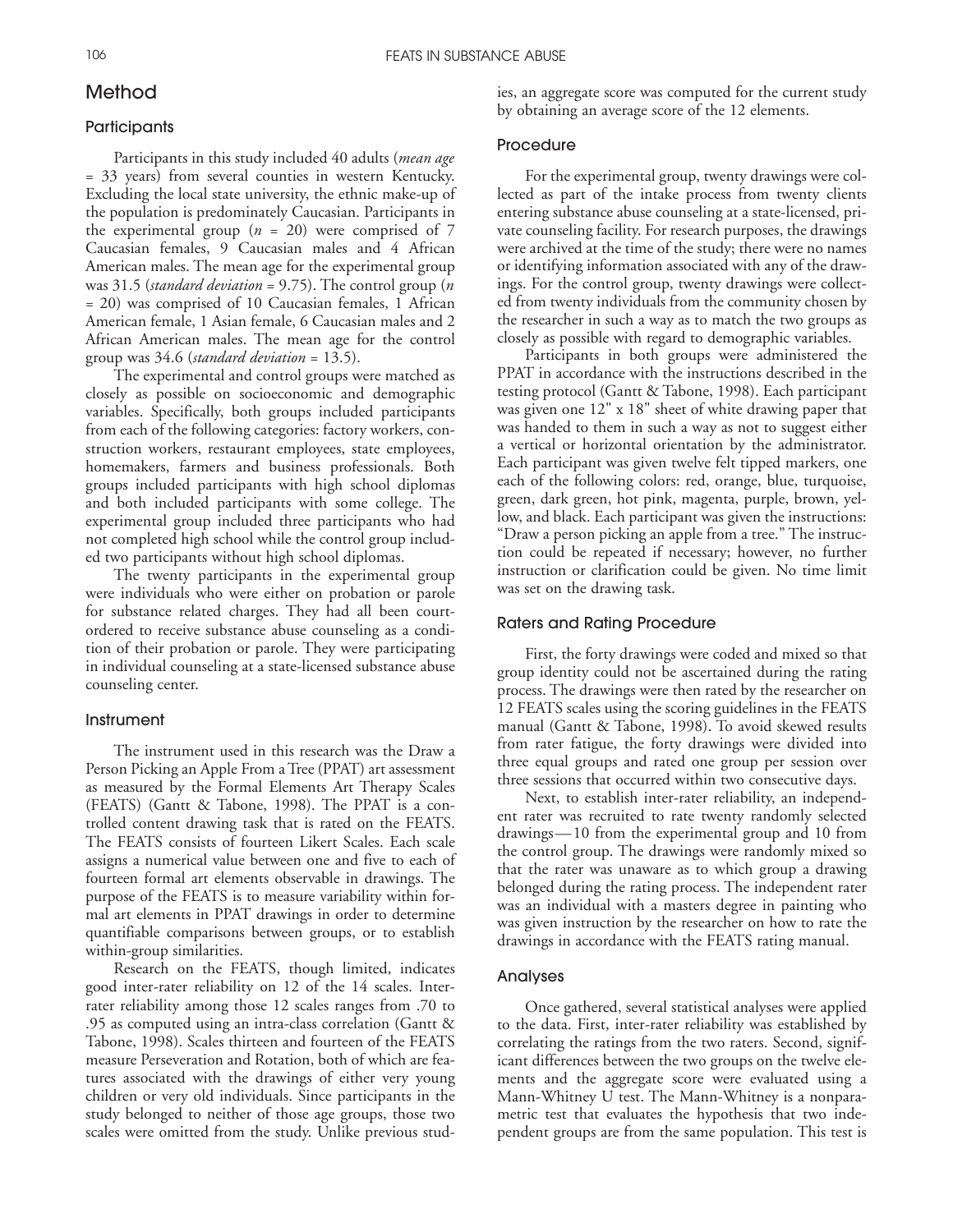## Method

### Participants

Participants in this study included 40 adults (*mean age* = 33 years) from several counties in western Kentucky. Excluding the local state university, the ethnic make-up of the population is predominately Caucasian. Participants in the experimental group ($n$ = 20) were comprised of 7 Caucasian females, 9 Caucasian males and 4 African American males. The mean age for the experimental group was 31.5 (*standard deviation* = 9.75). The control group ($n$ = 20) was comprised of 10 Caucasian females, 1 African American female, 1 Asian female, 6 Caucasian males and 2 African American males. The mean age for the control group was 34.6 (*standard deviation* = 13.5).

The experimental and control groups were matched as closely as possible on socioeconomic and demographic variables. Specifically, both groups included participants from each of the following categories: factory workers, construction workers, restaurant employees, state employees, homemakers, farmers and business professionals. Both groups included participants with high school diplomas and both included participants with some college. The experimental group included three participants who had not completed high school while the control group included two participants without high school diplomas.

The twenty participants in the experimental group were individuals who were either on probation or parole for substance related charges. They had all been court-ordered to receive substance abuse counseling as a condition of their probation or parole. They were participating in individual counseling at a state-licensed substance abuse counseling center.

### Instrument

The instrument used in this research was the Draw a Person Picking an Apple From a Tree (PPAT) art assessment as measured by the Formal Elements Art Therapy Scales (FEATS) (Gantt & Tabone, 1998). The PPAT is a controlled content drawing task that is rated on the FEATS. The FEATS consists of fourteen Likert Scales. Each scale assigns a numerical value between one and five to each of fourteen formal art elements observable in drawings. The purpose of the FEATS is to measure variability within formal art elements in PPAT drawings in order to determine quantifiable comparisons between groups, or to establish within-group similarities.

Research on the FEATS, though limited, indicates good inter-rater reliability on 12 of the 14 scales. Inter-rater reliability among those 12 scales ranges from .70 to .95 as computed using an intra-class correlation (Gantt & Tabone, 1998). Scales thirteen and fourteen of the FEATS measure Perseveration and Rotation, both of which are features associated with the drawings of either very young children or very old individuals. Since participants in the study belonged to neither of those age groups, those two scales were omitted from the study. Unlike previous studies, an aggregate score was computed for the current study by obtaining an average score of the 12 elements.

### Procedure

For the experimental group, twenty drawings were collected as part of the intake process from twenty clients entering substance abuse counseling at a state-licensed, private counseling facility. For research purposes, the drawings were archived at the time of the study; there were no names or identifying information associated with any of the drawings. For the control group, twenty drawings were collected from twenty individuals from the community chosen by the researcher in such a way as to match the two groups as closely as possible with regard to demographic variables.

Participants in both groups were administered the PPAT in accordance with the instructions described in the testing protocol (Gantt & Tabone, 1998). Each participant was given one 12" x 18" sheet of white drawing paper that was handed to them in such a way as not to suggest either a vertical or horizontal orientation by the administrator. Each participant was given twelve felt tipped markers, one each of the following colors: red, orange, blue, turquoise, green, dark green, hot pink, magenta, purple, brown, yellow, and black. Each participant was given the instructions: "Draw a person picking an apple from a tree." The instruction could be repeated if necessary; however, no further instruction or clarification could be given. No time limit was set on the drawing task.

### Raters and Rating Procedure

First, the forty drawings were coded and mixed so that group identity could not be ascertained during the rating process. The drawings were then rated by the researcher on 12 FEATS scales using the scoring guidelines in the FEATS manual (Gantt & Tabone, 1998). To avoid skewed results from rater fatigue, the forty drawings were divided into three equal groups and rated one group per session over three sessions that occurred within two consecutive days.

Next, to establish inter-rater reliability, an independent rater was recruited to rate twenty randomly selected drawings—10 from the experimental group and 10 from the control group. The drawings were randomly mixed so that the rater was unaware as to which group a drawing belonged during the rating process. The independent rater was an individual with a masters degree in painting who was given instruction by the researcher on how to rate the drawings in accordance with the FEATS rating manual.

### Analyses

Once gathered, several statistical analyses were applied to the data. First, inter-rater reliability was established by correlating the ratings from the two raters. Second, significant differences between the two groups on the twelve elements and the aggregate score were evaluated using a Mann-Whitney U test. The Mann-Whitney is a nonparametric test that evaluates the hypothesis that two independent groups are from the same population. This test is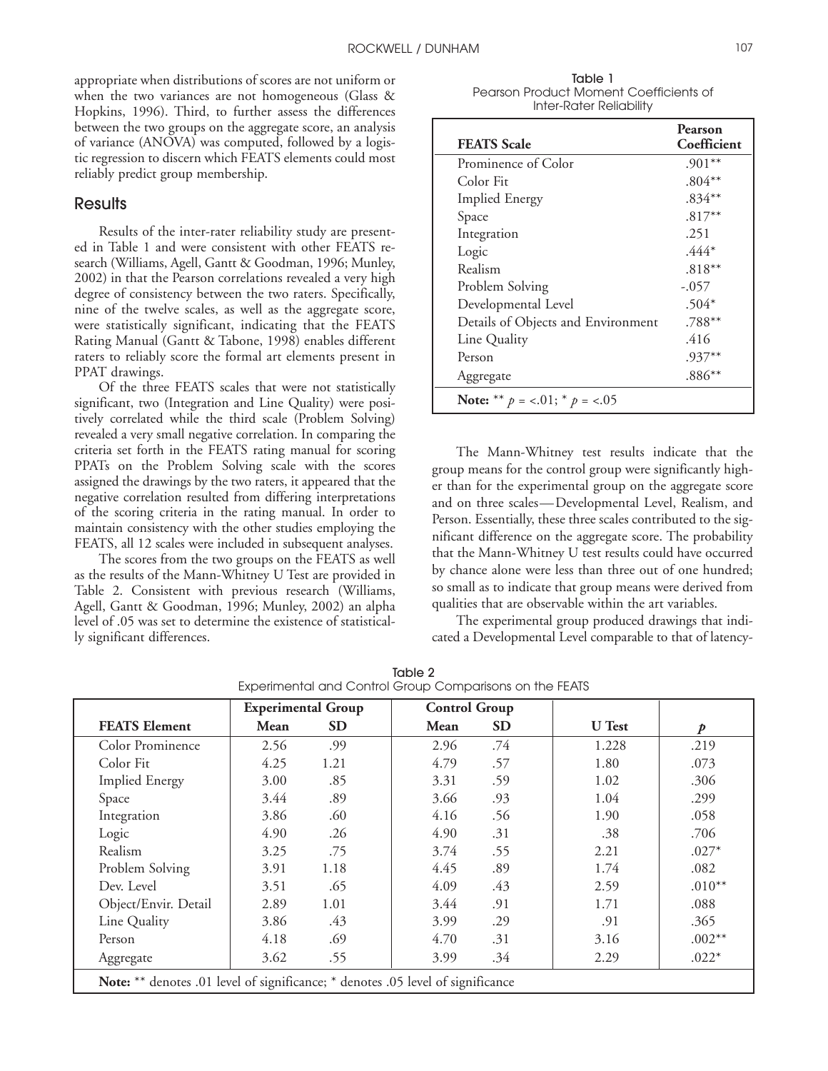appropriate when distributions of scores are not uniform or when the two variances are not homogeneous (Glass & Hopkins, 1996). Third, to further assess the differences between the two groups on the aggregate score, an analysis of variance (ANOVA) was computed, followed by a logistic regression to discern which FEATS elements could most reliably predict group membership.

## Results

Results of the inter-rater reliability study are presented in Table 1 and were consistent with other FEATS research (Williams, Agell, Gantt & Goodman, 1996; Munley, 2002) in that the Pearson correlations revealed a very high degree of consistency between the two raters. Specifically, nine of the twelve scales, as well as the aggregate score, were statistically significant, indicating that the FEATS Rating Manual (Gantt & Tabone, 1998) enables different raters to reliably score the formal art elements present in PPAT drawings.

Of the three FEATS scales that were not statistically significant, two (Integration and Line Quality) were positively correlated while the third scale (Problem Solving) revealed a very small negative correlation. In comparing the criteria set forth in the FEATS rating manual for scoring PPATs on the Problem Solving scale with the scores assigned the drawings by the two raters, it appeared that the negative correlation resulted from differing interpretations of the scoring criteria in the rating manual. In order to maintain consistency with the other studies employing the FEATS, all 12 scales were included in subsequent analyses.

The scores from the two groups on the FEATS as well as the results of the Mann-Whitney U Test are provided in Table 2. Consistent with previous research (Williams, Agell, Gantt & Goodman, 1996; Munley, 2002) an alpha level of .05 was set to determine the existence of statistically significant differences.

Table 1
Pearson Product Moment Coefficients of Inter-Rater Reliability

| FEATS Scale | Pearson Coefficient |
|---|---|
| Prominence of Color | .901** |
| Color Fit | .804** |
| Implied Energy | .834** |
| Space | .817** |
| Integration | .251 |
| Logic | .444* |
| Realism | .818** |
| Problem Solving | -.057 |
| Developmental Level | .504* |
| Details of Objects and Environment | .788** |
| Line Quality | .416 |
| Person | .937** |
| Aggregate | .886** |

**Note:** ** $p = <.01$; * $p = <.05$

The Mann-Whitney test results indicate that the group means for the control group were significantly higher than for the experimental group on the aggregate score and on three scales—Developmental Level, Realism, and Person. Essentially, these three scales contributed to the significant difference on the aggregate score. The probability that the Mann-Whitney U test results could have occurred by chance alone were less than three out of one hundred; so small as to indicate that group means were derived from qualities that are observable within the art variables.

The experimental group produced drawings that indicated a Developmental Level comparable to that of latency-

Table 2
Experimental and Control Group Comparisons on the FEATS

| | Experimental Group | | Control Group | | | |
|---|---|---|---|---|---|---|
| **FEATS Element** | **Mean** | **SD** | **Mean** | **SD** | **U Test** | ***p*** |
| Color Prominence | 2.56 | .99 | 2.96 | .74 | 1.228 | .219 |
| Color Fit | 4.25 | 1.21 | 4.79 | .57 | 1.80 | .073 |
| Implied Energy | 3.00 | .85 | 3.31 | .59 | 1.02 | .306 |
| Space | 3.44 | .89 | 3.66 | .93 | 1.04 | .299 |
| Integration | 3.86 | .60 | 4.16 | .56 | 1.90 | .058 |
| Logic | 4.90 | .26 | 4.90 | .31 | .38 | .706 |
| Realism | 3.25 | .75 | 3.74 | .55 | 2.21 | .027* |
| Problem Solving | 3.91 | 1.18 | 4.45 | .89 | 1.74 | .082 |
| Dev. Level | 3.51 | .65 | 4.09 | .43 | 2.59 | .010** |
| Object/Envir. Detail | 2.89 | 1.01 | 3.44 | .91 | 1.71 | .088 |
| Line Quality | 3.86 | .43 | 3.99 | .29 | .91 | .365 |
| Person | 4.18 | .69 | 4.70 | .31 | 3.16 | .002** |
| Aggregate | 3.62 | .55 | 3.99 | .34 | 2.29 | .022* |

**Note:** ** denotes .01 level of significance; * denotes .05 level of significance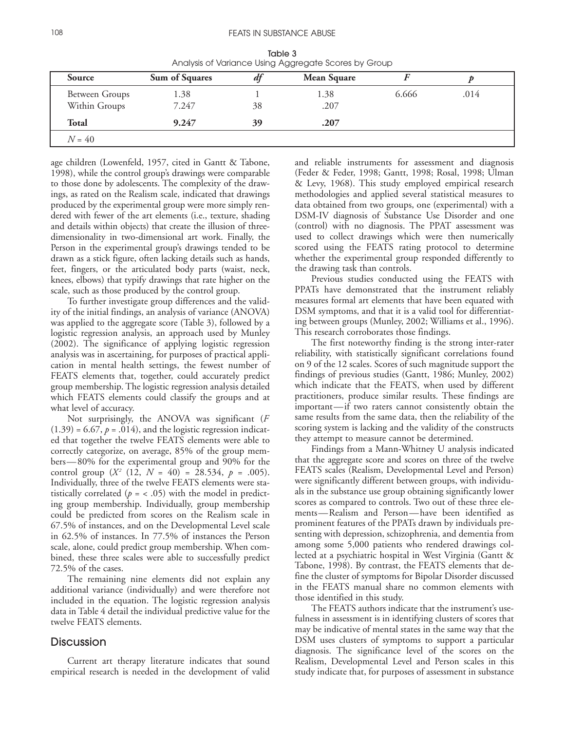Table 3
Analysis of Variance Using Aggregate Scores by Group

| Source | Sum of Squares | *df* | Mean Square | *F* | *p* |
|---|---|---|---|---|---|
| Between Groups | 1.38 | 1 | 1.38 | 6.666 | .014 |
| Within Groups | 7.247 | 38 | .207 | | |
| **Total** | **9.247** | **39** | **.207** | | |
| *N* = 40 | | | | | |

age children (Lowenfeld, 1957, cited in Gantt & Tabone, 1998), while the control group's drawings were comparable to those done by adolescents. The complexity of the drawings, as rated on the Realism scale, indicated that drawings produced by the experimental group were more simply rendered with fewer of the art elements (i.e., texture, shading and details within objects) that create the illusion of three-dimensionality in two-dimensional art work. Finally, the Person in the experimental group's drawings tended to be drawn as a stick figure, often lacking details such as hands, feet, fingers, or the articulated body parts (waist, neck, knees, elbows) that typify drawings that rate higher on the scale, such as those produced by the control group.

To further investigate group differences and the validity of the initial findings, an analysis of variance (ANOVA) was applied to the aggregate score (Table 3), followed by a logistic regression analysis, an approach used by Munley (2002). The significance of applying logistic regression analysis was in ascertaining, for purposes of practical application in mental health settings, the fewest number of FEATS elements that, together, could accurately predict group membership. The logistic regression analysis detailed which FEATS elements could classify the groups and at what level of accuracy.

Not surprisingly, the ANOVA was significant ($F$ $(1.39) = 6.67$, $p = .014$), and the logistic regression indicated that together the twelve FEATS elements were able to correctly categorize, on average, 85% of the group members—80% for the experimental group and 90% for the control group ($X^2$ $(12, N = 40) = 28.534$, $p = .005$). Individually, three of the twelve FEATS elements were statistically correlated ($p = < .05$) with the model in predicting group membership. Individually, group membership could be predicted from scores on the Realism scale in 67.5% of instances, and on the Developmental Level scale in 62.5% of instances. In 77.5% of instances the Person scale, alone, could predict group membership. When combined, these three scales were able to successfully predict 72.5% of the cases.

The remaining nine elements did not explain any additional variance (individually) and were therefore not included in the equation. The logistic regression analysis data in Table 4 detail the individual predictive value for the twelve FEATS elements.

## Discussion

Current art therapy literature indicates that sound empirical research is needed in the development of valid and reliable instruments for assessment and diagnosis (Feder & Feder, 1998; Gantt, 1998; Rosal, 1998; Ulman & Levy, 1968). This study employed empirical research methodologies and applied several statistical measures to data obtained from two groups, one (experimental) with a DSM-IV diagnosis of Substance Use Disorder and one (control) with no diagnosis. The PPAT assessment was used to collect drawings which were then numerically scored using the FEATS rating protocol to determine whether the experimental group responded differently to the drawing task than controls.

Previous studies conducted using the FEATS with PPATs have demonstrated that the instrument reliably measures formal art elements that have been equated with DSM symptoms, and that it is a valid tool for differentiating between groups (Munley, 2002; Williams et al., 1996). This research corroborates those findings.

The first noteworthy finding is the strong inter-rater reliability, with statistically significant correlations found on 9 of the 12 scales. Scores of such magnitude support the findings of previous studies (Gantt, 1986; Munley, 2002) which indicate that the FEATS, when used by different practitioners, produce similar results. These findings are important—if two raters cannot consistently obtain the same results from the same data, then the reliability of the scoring system is lacking and the validity of the constructs they attempt to measure cannot be determined.

Findings from a Mann-Whitney U analysis indicated that the aggregate score and scores on three of the twelve FEATS scales (Realism, Developmental Level and Person) were significantly different between groups, with individuals in the substance use group obtaining significantly lower scores as compared to controls. Two out of these three elements—Realism and Person—have been identified as prominent features of the PPATs drawn by individuals presenting with depression, schizophrenia, and dementia from among some 5,000 patients who rendered drawings collected at a psychiatric hospital in West Virginia (Gantt & Tabone, 1998). By contrast, the FEATS elements that define the cluster of symptoms for Bipolar Disorder discussed in the FEATS manual share no common elements with those identified in this study.

The FEATS authors indicate that the instrument's usefulness in assessment is in identifying clusters of scores that may be indicative of mental states in the same way that the DSM uses clusters of symptoms to support a particular diagnosis. The significance level of the scores on the Realism, Developmental Level and Person scales in this study indicate that, for purposes of assessment in substance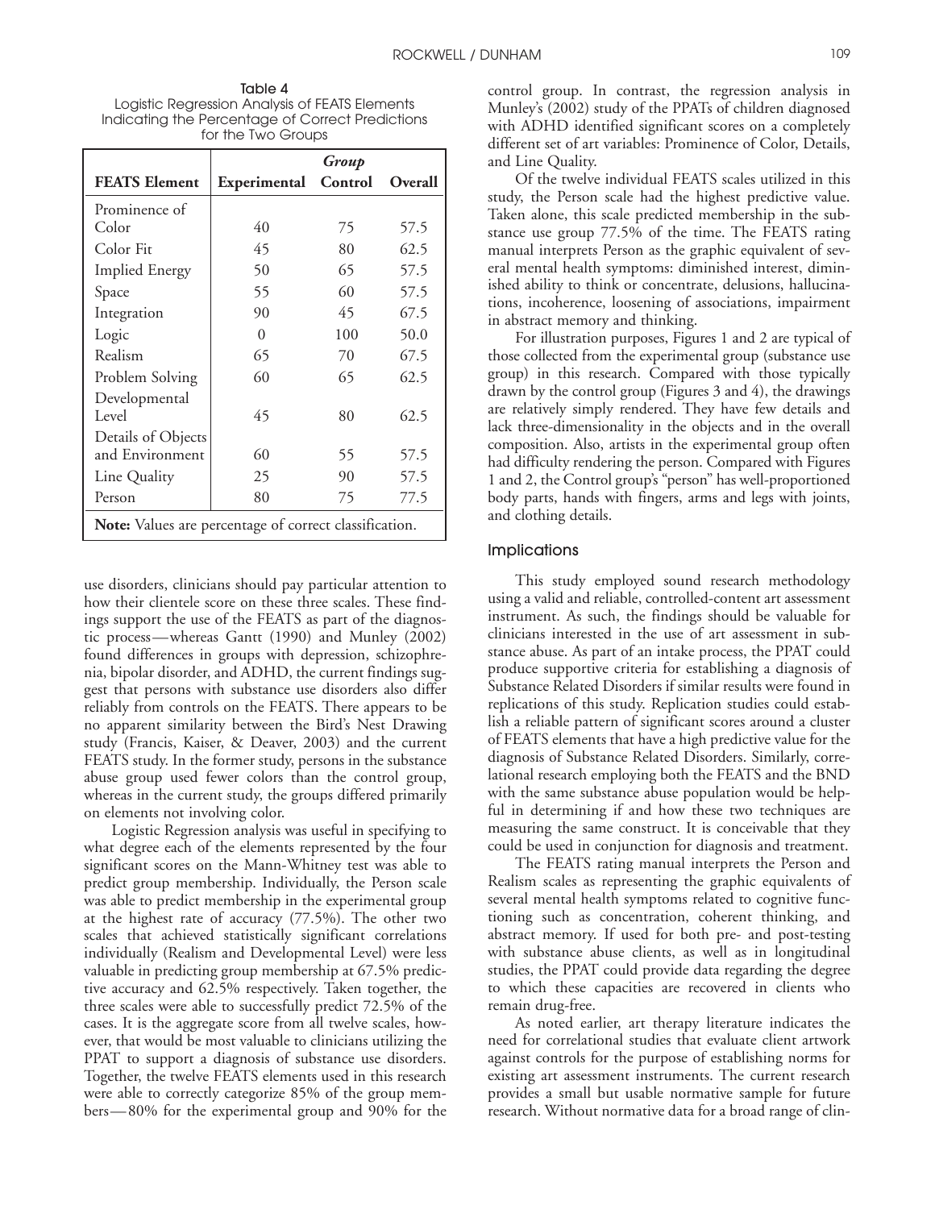Table 4
Logistic Regression Analysis of FEATS Elements Indicating the Percentage of Correct Predictions for the Two Groups

| FEATS Element | Group | | |
|---|---|---|---|
| | Experimental | Control | Overall |
| Prominence of Color | 40 | 75 | 57.5 |
| Color Fit | 45 | 80 | 62.5 |
| Implied Energy | 50 | 65 | 57.5 |
| Space | 55 | 60 | 57.5 |
| Integration | 90 | 45 | 67.5 |
| Logic | 0 | 100 | 50.0 |
| Realism | 65 | 70 | 67.5 |
| Problem Solving | 60 | 65 | 62.5 |
| Developmental Level | 45 | 80 | 62.5 |
| Details of Objects and Environment | 60 | 55 | 57.5 |
| Line Quality | 25 | 90 | 57.5 |
| Person | 80 | 75 | 77.5 |

**Note:** Values are percentage of correct classification.

use disorders, clinicians should pay particular attention to how their clientele score on these three scales. These findings support the use of the FEATS as part of the diagnostic process—whereas Gantt (1990) and Munley (2002) found differences in groups with depression, schizophrenia, bipolar disorder, and ADHD, the current findings suggest that persons with substance use disorders also differ reliably from controls on the FEATS. There appears to be no apparent similarity between the Bird's Nest Drawing study (Francis, Kaiser, & Deaver, 2003) and the current FEATS study. In the former study, persons in the substance abuse group used fewer colors than the control group, whereas in the current study, the groups differed primarily on elements not involving color.

Logistic Regression analysis was useful in specifying to what degree each of the elements represented by the four significant scores on the Mann-Whitney test was able to predict group membership. Individually, the Person scale was able to predict membership in the experimental group at the highest rate of accuracy (77.5%). The other two scales that achieved statistically significant correlations individually (Realism and Developmental Level) were less valuable in predicting group membership at 67.5% predictive accuracy and 62.5% respectively. Taken together, the three scales were able to successfully predict 72.5% of the cases. It is the aggregate score from all twelve scales, however, that would be most valuable to clinicians utilizing the PPAT to support a diagnosis of substance use disorders. Together, the twelve FEATS elements used in this research were able to correctly categorize 85% of the group members—80% for the experimental group and 90% for the control group. In contrast, the regression analysis in Munley's (2002) study of the PPATs of children diagnosed with ADHD identified significant scores on a completely different set of art variables: Prominence of Color, Details, and Line Quality.

Of the twelve individual FEATS scales utilized in this study, the Person scale had the highest predictive value. Taken alone, this scale predicted membership in the substance use group 77.5% of the time. The FEATS rating manual interprets Person as the graphic equivalent of several mental health symptoms: diminished interest, diminished ability to think or concentrate, delusions, hallucinations, incoherence, loosening of associations, impairment in abstract memory and thinking.

For illustration purposes, Figures 1 and 2 are typical of those collected from the experimental group (substance use group) in this research. Compared with those typically drawn by the control group (Figures 3 and 4), the drawings are relatively simply rendered. They have few details and lack three-dimensionality in the objects and in the overall composition. Also, artists in the experimental group often had difficulty rendering the person. Compared with Figures 1 and 2, the Control group's "person" has well-proportioned body parts, hands with fingers, arms and legs with joints, and clothing details.

## Implications

This study employed sound research methodology using a valid and reliable, controlled-content art assessment instrument. As such, the findings should be valuable for clinicians interested in the use of art assessment in substance abuse. As part of an intake process, the PPAT could produce supportive criteria for establishing a diagnosis of Substance Related Disorders if similar results were found in replications of this study. Replication studies could establish a reliable pattern of significant scores around a cluster of FEATS elements that have a high predictive value for the diagnosis of Substance Related Disorders. Similarly, correlational research employing both the FEATS and the BND with the same substance abuse population would be helpful in determining if and how these two techniques are measuring the same construct. It is conceivable that they could be used in conjunction for diagnosis and treatment.

The FEATS rating manual interprets the Person and Realism scales as representing the graphic equivalents of several mental health symptoms related to cognitive functioning such as concentration, coherent thinking, and abstract memory. If used for both pre- and post-testing with substance abuse clients, as well as in longitudinal studies, the PPAT could provide data regarding the degree to which these capacities are recovered in clients who remain drug-free.

As noted earlier, art therapy literature indicates the need for correlational studies that evaluate client artwork against controls for the purpose of establishing norms for existing art assessment instruments. The current research provides a small but usable normative sample for future research. Without normative data for a broad range of clin-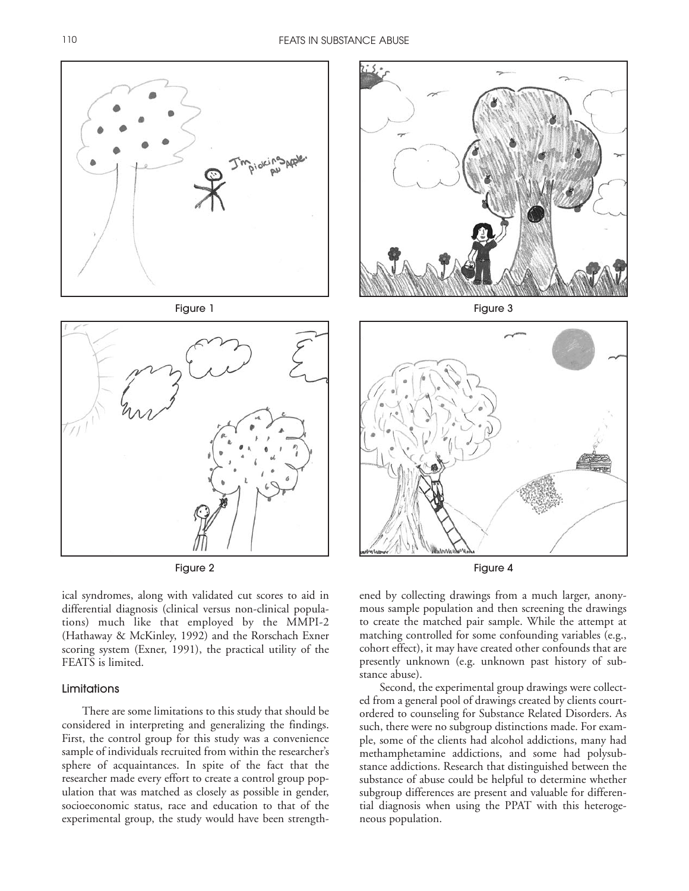Figure 1

Figure 3

Figure 2

Figure 4

ical syndromes, along with validated cut scores to aid in differential diagnosis (clinical versus non-clinical populations) much like that employed by the MMPI-2 (Hathaway & McKinley, 1992) and the Rorschach Exner scoring system (Exner, 1991), the practical utility of the FEATS is limited.

## Limitations

There are some limitations to this study that should be considered in interpreting and generalizing the findings. First, the control group for this study was a convenience sample of individuals recruited from within the researcher's sphere of acquaintances. In spite of the fact that the researcher made every effort to create a control group population that was matched as closely as possible in gender, socioeconomic status, race and education to that of the experimental group, the study would have been strengthened by collecting drawings from a much larger, anonymous sample population and then screening the drawings to create the matched pair sample. While the attempt at matching controlled for some confounding variables (e.g., cohort effect), it may have created other confounds that are presently unknown (e.g. unknown past history of substance abuse).

Second, the experimental group drawings were collected from a general pool of drawings created by clients court-ordered to counseling for Substance Related Disorders. As such, there were no subgroup distinctions made. For example, some of the clients had alcohol addictions, many had methamphetamine addictions, and some had polysubstance addictions. Research that distinguished between the substance of abuse could be helpful to determine whether subgroup differences are present and valuable for differential diagnosis when using the PPAT with this heterogeneous population.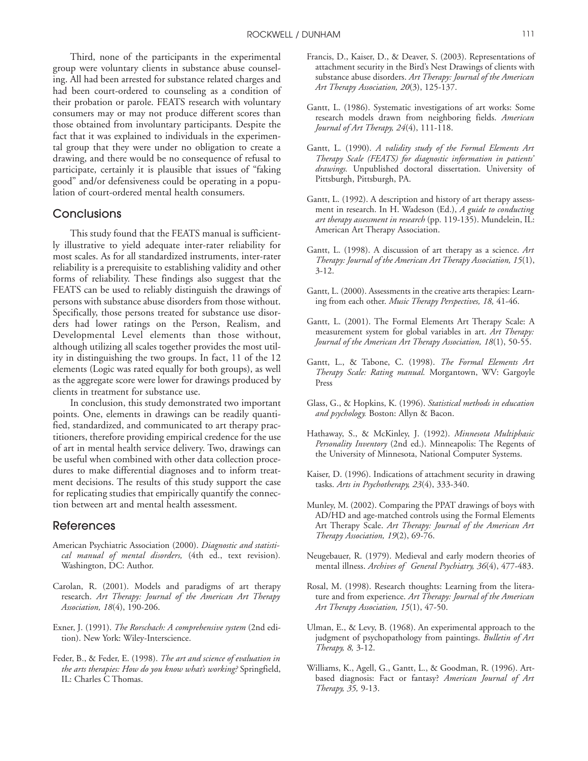Third, none of the participants in the experimental group were voluntary clients in substance abuse counseling. All had been arrested for substance related charges and had been court-ordered to counseling as a condition of their probation or parole. FEATS research with voluntary consumers may or may not produce different scores than those obtained from involuntary participants. Despite the fact that it was explained to individuals in the experimental group that they were under no obligation to create a drawing, and there would be no consequence of refusal to participate, certainly it is plausible that issues of "faking good" and/or defensiveness could be operating in a population of court-ordered mental health consumers.

## Conclusions

This study found that the FEATS manual is sufficiently illustrative to yield adequate inter-rater reliability for most scales. As for all standardized instruments, inter-rater reliability is a prerequisite to establishing validity and other forms of reliability. These findings also suggest that the FEATS can be used to reliably distinguish the drawings of persons with substance abuse disorders from those without. Specifically, those persons treated for substance use disorders had lower ratings on the Person, Realism, and Developmental Level elements than those without, although utilizing all scales together provides the most utility in distinguishing the two groups. In fact, 11 of the 12 elements (Logic was rated equally for both groups), as well as the aggregate score were lower for drawings produced by clients in treatment for substance use.

In conclusion, this study demonstrated two important points. One, elements in drawings can be readily quantified, standardized, and communicated to art therapy practitioners, therefore providing empirical credence for the use of art in mental health service delivery. Two, drawings can be useful when combined with other data collection procedures to make differential diagnoses and to inform treatment decisions. The results of this study support the case for replicating studies that empirically quantify the connection between art and mental health assessment.

## References

American Psychiatric Association (2000). *Diagnostic and statistical manual of mental disorders,* (4th ed., text revision). Washington, DC: Author.

Carolan, R. (2001). Models and paradigms of art therapy research. *Art Therapy: Journal of the American Art Therapy Association, 18*(4), 190-206.

Exner, J. (1991). *The Rorschach: A comprehensive system* (2nd edition). New York: Wiley-Interscience.

Feder, B., & Feder, E. (1998). *The art and science of evaluation in the arts therapies: How do you know what's working?* Springfield, IL: Charles C Thomas.

Francis, D., Kaiser, D., & Deaver, S. (2003). Representations of attachment security in the Bird's Nest Drawings of clients with substance abuse disorders. *Art Therapy: Journal of the American Art Therapy Association, 20*(3), 125-137.

Gantt, L. (1986). Systematic investigations of art works: Some research models drawn from neighboring fields. *American Journal of Art Therapy, 24*(4), 111-118.

Gantt, L. (1990). *A validity study of the Formal Elements Art Therapy Scale (FEATS) for diagnostic information in patients' drawings.* Unpublished doctoral dissertation. University of Pittsburgh, Pittsburgh, PA.

Gantt, L. (1992). A description and history of art therapy assessment in research. In H. Wadeson (Ed.), *A guide to conducting art therapy assessment in research* (pp. 119-135). Mundelein, IL: American Art Therapy Association.

Gantt, L. (1998). A discussion of art therapy as a science. *Art Therapy: Journal of the American Art Therapy Association, 15*(1), 3-12.

Gantt, L. (2000). Assessments in the creative arts therapies: Learning from each other. *Music Therapy Perspectives, 18,* 41-46.

Gantt, L. (2001). The Formal Elements Art Therapy Scale: A measurement system for global variables in art. *Art Therapy: Journal of the American Art Therapy Association, 18*(1), 50-55.

Gantt, L., & Tabone, C. (1998). *The Formal Elements Art Therapy Scale: Rating manual.* Morgantown, WV: Gargoyle Press

Glass, G., & Hopkins, K. (1996). *Statistical methods in education and psychology.* Boston: Allyn & Bacon.

Hathaway, S., & McKinley, J. (1992). *Minnesota Multiphasic Personality Inventory* (2nd ed.). Minneapolis: The Regents of the University of Minnesota, National Computer Systems.

Kaiser, D. (1996). Indications of attachment security in drawing tasks. *Arts in Psychotherapy, 23*(4), 333-340.

Munley, M. (2002). Comparing the PPAT drawings of boys with AD/HD and age-matched controls using the Formal Elements Art Therapy Scale. *Art Therapy: Journal of the American Art Therapy Association, 19*(2), 69-76.

Neugebauer, R. (1979). Medieval and early modern theories of mental illness. *Archives of General Psychiatry, 36*(4), 477-483.

Rosal, M. (1998). Research thoughts: Learning from the literature and from experience. *Art Therapy: Journal of the American Art Therapy Association, 15*(1), 47-50.

Ulman, E., & Levy, B. (1968). An experimental approach to the judgment of psychopathology from paintings. *Bulletin of Art Therapy, 8,* 3-12.

Williams, K., Agell, G., Gantt, L., & Goodman, R. (1996). Art-based diagnosis: Fact or fantasy? *American Journal of Art Therapy, 35,* 9-13.